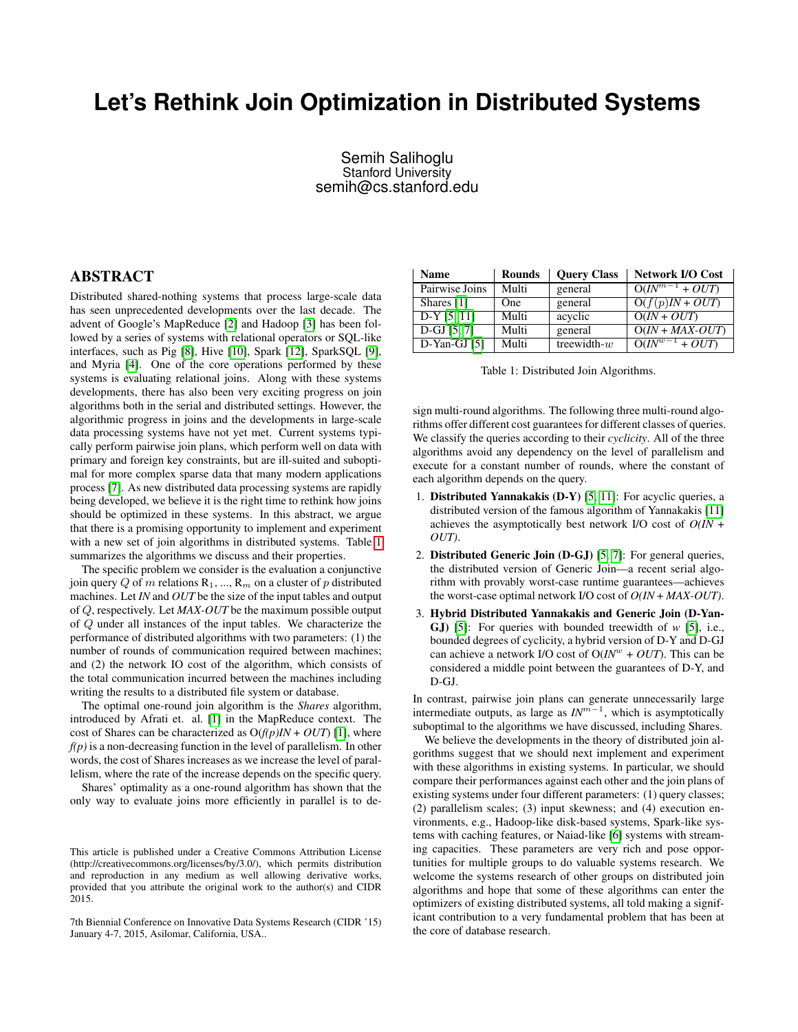# Let's Rethink Join Optimization in Distributed Systems

Semih Salihoglu
Stanford University
semih@cs.stanford.edu

## ABSTRACT

Distributed shared-nothing systems that process large-scale data has seen unprecedented developments over the last decade. The advent of Google's MapReduce [2] and Hadoop [3] has been followed by a series of systems with relational operators or SQL-like interfaces, such as Pig [8], Hive [10], Spark [12], SparkSQL [9], and Myria [4]. One of the core operations performed by these systems is evaluating relational joins. Along with these systems developments, there has also been very exciting progress on join algorithms both in the serial and distributed settings. However, the algorithmic progress in joins and the developments in large-scale data processing systems have not yet met. Current systems typically perform pairwise join plans, which perform well on data with primary and foreign key constraints, but are ill-suited and suboptimal for more complex sparse data that many modern applications process [7]. As new distributed data processing systems are rapidly being developed, we believe it is the right time to rethink how joins should be optimized in these systems. In this abstract, we argue that there is a promising opportunity to implement and experiment with a new set of join algorithms in distributed systems. Table 1 summarizes the algorithms we discuss and their properties.

The specific problem we consider is the evaluation a conjunctive join query $Q$ of $m$ relations $R_1$, ..., $R_m$ on a cluster of $p$ distributed machines. Let *IN* and *OUT* be the size of the input tables and output of $Q$, respectively. Let *MAX-OUT* be the maximum possible output of $Q$ under all instances of the input tables. We characterize the performance of distributed algorithms with two parameters: (1) the number of rounds of communication required between machines; and (2) the network IO cost of the algorithm, which consists of the total communication incurred between the machines including writing the results to a distributed file system or database.

The optimal one-round join algorithm is the *Shares* algorithm, introduced by Afrati et. al. [1] in the MapReduce context. The cost of Shares can be characterized as O(*f(p)IN* + *OUT*) [1], where *f(p)* is a non-decreasing function in the level of parallelism. In other words, the cost of Shares increases as we increase the level of parallelism, where the rate of the increase depends on the specific query.

Shares' optimality as a one-round algorithm has shown that the only way to evaluate joins more efficiently in parallel is to design multi-round algorithms. The following three multi-round algorithms offer different cost guarantees for different classes of queries. We classify the queries according to their *cyclicity*. All of the three algorithms avoid any dependency on the level of parallelism and execute for a constant number of rounds, where the constant of each algorithm depends on the query.

| Name | Rounds | Query Class | Network I/O Cost |
|---|---|---|---|
| Pairwise Joins | Multi | general | O($IN^{m-1}$ + *OUT*) |
| Shares [1] | One | general | O($f(p)$*IN* + *OUT*) |
| D-Y [5, 11] | Multi | acyclic | O(*IN* + *OUT*) |
| D-GJ [5, 7] | Multi | general | O(*IN* + *MAX-OUT*) |
| D-Yan-GJ [5] | Multi | treewidth-$w$ | O($IN^{w-1}$ + *OUT*) |

Table 1: Distributed Join Algorithms.

1. **Distributed Yannakakis (D-Y)** [5, 11]: For acyclic queries, a distributed version of the famous algorithm of Yannakakis [11] achieves the asymptotically best network I/O cost of *O(IN + OUT)*.
2. **Distributed Generic Join (D-GJ)** [5, 7]: For general queries, the distributed version of Generic Join—a recent serial algorithm with provably worst-case runtime guarantees—achieves the worst-case optimal network I/O cost of *O(IN + MAX-OUT)*.
3. **Hybrid Distributed Yannakakis and Generic Join (D-Yan-GJ)** [5]: For queries with bounded treewidth of $w$ [5], i.e., bounded degrees of cyclicity, a hybrid version of D-Y and D-GJ can achieve a network I/O cost of O($IN^w$ + *OUT*). This can be considered a middle point between the guarantees of D-Y, and D-GJ.

In contrast, pairwise join plans can generate unnecessarily large intermediate outputs, as large as $IN^{m-1}$, which is asymptotically suboptimal to the algorithms we have discussed, including Shares.

We believe the developments in the theory of distributed join algorithms suggest that we should next implement and experiment with these algorithms in existing systems. In particular, we should compare their performances against each other and the join plans of existing systems under four different parameters: (1) query classes; (2) parallelism scales; (3) input skewness; and (4) execution environments, e.g., Hadoop-like disk-based systems, Spark-like systems with caching features, or Naiad-like [6] systems with streaming capacities. These parameters are very rich and pose opportunities for multiple groups to do valuable systems research. We welcome the systems research of other groups on distributed join algorithms and hope that some of these algorithms can enter the optimizers of existing distributed systems, all told making a significant contribution to a very fundamental problem that has been at the core of database research.

This article is published under a Creative Commons Attribution License (http://creativecommons.org/licenses/by/3.0/), which permits distribution and reproduction in any medium as well allowing derivative works, provided that you attribute the original work to the author(s) and CIDR 2015.

7th Biennial Conference on Innovative Data Systems Research (CIDR '15) January 4-7, 2015, Asilomar, California, USA..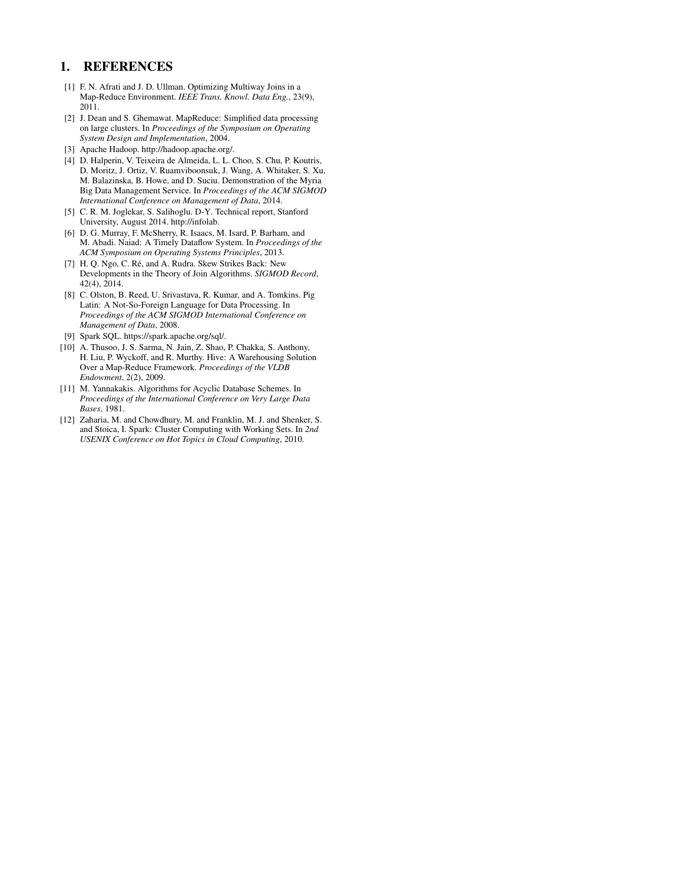# 1. REFERENCES

[1] F. N. Afrati and J. D. Ullman. Optimizing Multiway Joins in a Map-Reduce Environment. *IEEE Trans. Knowl. Data Eng.*, 23(9), 2011.

[2] J. Dean and S. Ghemawat. MapReduce: Simplified data processing on large clusters. In *Proceedings of the Symposium on Operating System Design and Implementation*, 2004.

[3] Apache Hadoop. http://hadoop.apache.org/.

[4] D. Halperin, V. Teixeira de Almeida, L. L. Choo, S. Chu, P. Koutris, D. Moritz, J. Ortiz, V. Ruamviboonsuk, J. Wang, A. Whitaker, S. Xu, M. Balazinska, B. Howe, and D. Suciu. Demonstration of the Myria Big Data Management Service. In *Proceedings of the ACM SIGMOD International Conference on Management of Data*, 2014.

[5] C. R. M. Joglekar, S. Salihoglu. D-Y. Technical report, Stanford University, August 2014. http://infolab.

[6] D. G. Murray, F. McSherry, R. Isaacs, M. Isard, P. Barham, and M. Abadi. Naiad: A Timely Dataflow System. In *Proceedings of the ACM Symposium on Operating Systems Principles*, 2013.

[7] H. Q. Ngo, C. Ré, and A. Rudra. Skew Strikes Back: New Developments in the Theory of Join Algorithms. *SIGMOD Record*, 42(4), 2014.

[8] C. Olston, B. Reed, U. Srivastava, R. Kumar, and A. Tomkins. Pig Latin: A Not-So-Foreign Language for Data Processing. In *Proceedings of the ACM SIGMOD International Conference on Management of Data*, 2008.

[9] Spark SQL. https://spark.apache.org/sql/.

[10] A. Thusoo, J. S. Sarma, N. Jain, Z. Shao, P. Chakka, S. Anthony, H. Liu, P. Wyckoff, and R. Murthy. Hive: A Warehousing Solution Over a Map-Reduce Framework. *Proceedings of the VLDB Endowment*, 2(2), 2009.

[11] M. Yannakakis. Algorithms for Acyclic Database Schemes. In *Proceedings of the International Conference on Very Large Data Bases*, 1981.

[12] Zaharia, M. and Chowdhury, M. and Franklin, M. J. and Shenker, S. and Stoica, I. Spark: Cluster Computing with Working Sets. In *2nd USENIX Conference on Hot Topics in Cloud Computing*, 2010.